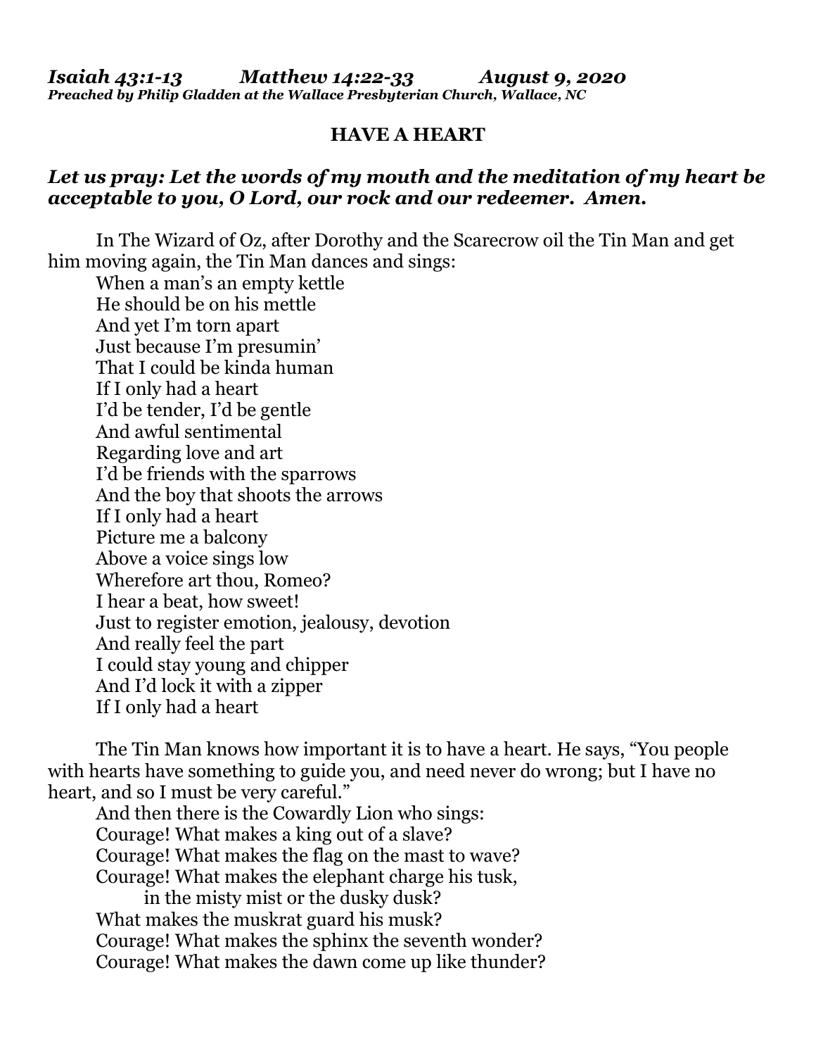***Isaiah 43:1-13 Matthew 14:22-33 August 9, 2020***
***Preached by Philip Gladden at the Wallace Presbyterian Church, Wallace, NC***

# HAVE A HEART

***Let us pray: Let the words of my mouth and the meditation of my heart be acceptable to you, O Lord, our rock and our redeemer. Amen.***

In The Wizard of Oz, after Dorothy and the Scarecrow oil the Tin Man and get him moving again, the Tin Man dances and sings:

When a man's an empty kettle
He should be on his mettle
And yet I'm torn apart
Just because I'm presumin'
That I could be kinda human
If I only had a heart
I'd be tender, I'd be gentle
And awful sentimental
Regarding love and art
I'd be friends with the sparrows
And the boy that shoots the arrows
If I only had a heart
Picture me a balcony
Above a voice sings low
Wherefore art thou, Romeo?
I hear a beat, how sweet!
Just to register emotion, jealousy, devotion
And really feel the part
I could stay young and chipper
And I'd lock it with a zipper
If I only had a heart

The Tin Man knows how important it is to have a heart. He says, "You people with hearts have something to guide you, and need never do wrong; but I have no heart, and so I must be very careful."

And then there is the Cowardly Lion who sings:

Courage! What makes a king out of a slave?
Courage! What makes the flag on the mast to wave?
Courage! What makes the elephant charge his tusk,
in the misty mist or the dusky dusk?
What makes the muskrat guard his musk?
Courage! What makes the sphinx the seventh wonder?
Courage! What makes the dawn come up like thunder?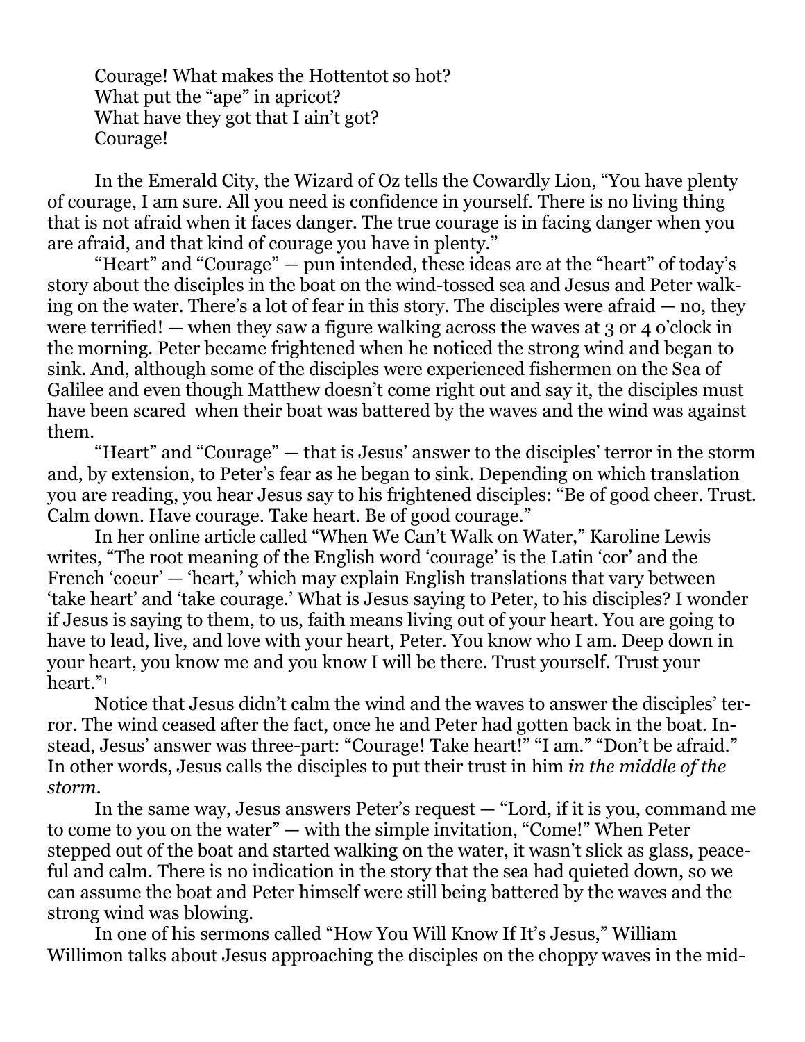Courage! What makes the Hottentot so hot?
What put the "ape" in apricot?
What have they got that I ain't got?
Courage!

In the Emerald City, the Wizard of Oz tells the Cowardly Lion, "You have plenty of courage, I am sure. All you need is confidence in yourself. There is no living thing that is not afraid when it faces danger. The true courage is in facing danger when you are afraid, and that kind of courage you have in plenty."

"Heart" and "Courage" — pun intended, these ideas are at the "heart" of today's story about the disciples in the boat on the wind-tossed sea and Jesus and Peter walking on the water. There's a lot of fear in this story. The disciples were afraid — no, they were terrified! — when they saw a figure walking across the waves at 3 or 4 o'clock in the morning. Peter became frightened when he noticed the strong wind and began to sink. And, although some of the disciples were experienced fishermen on the Sea of Galilee and even though Matthew doesn't come right out and say it, the disciples must have been scared when their boat was battered by the waves and the wind was against them.

"Heart" and "Courage" — that is Jesus' answer to the disciples' terror in the storm and, by extension, to Peter's fear as he began to sink. Depending on which translation you are reading, you hear Jesus say to his frightened disciples: "Be of good cheer. Trust. Calm down. Have courage. Take heart. Be of good courage."

In her online article called "When We Can't Walk on Water," Karoline Lewis writes, "The root meaning of the English word 'courage' is the Latin 'cor' and the French 'coeur' — 'heart,' which may explain English translations that vary between 'take heart' and 'take courage.' What is Jesus saying to Peter, to his disciples? I wonder if Jesus is saying to them, to us, faith means living out of your heart. You are going to have to lead, live, and love with your heart, Peter. You know who I am. Deep down in your heart, you know me and you know I will be there. Trust yourself. Trust your heart."[1]

Notice that Jesus didn't calm the wind and the waves to answer the disciples' terror. The wind ceased after the fact, once he and Peter had gotten back in the boat. Instead, Jesus' answer was three-part: "Courage! Take heart!" "I am." "Don't be afraid." In other words, Jesus calls the disciples to put their trust in him *in the middle of the storm*.

In the same way, Jesus answers Peter's request — "Lord, if it is you, command me to come to you on the water" — with the simple invitation, "Come!" When Peter stepped out of the boat and started walking on the water, it wasn't slick as glass, peaceful and calm. There is no indication in the story that the sea had quieted down, so we can assume the boat and Peter himself were still being battered by the waves and the strong wind was blowing.

In one of his sermons called "How You Will Know If It's Jesus," William Willimon talks about Jesus approaching the disciples on the choppy waves in the mid-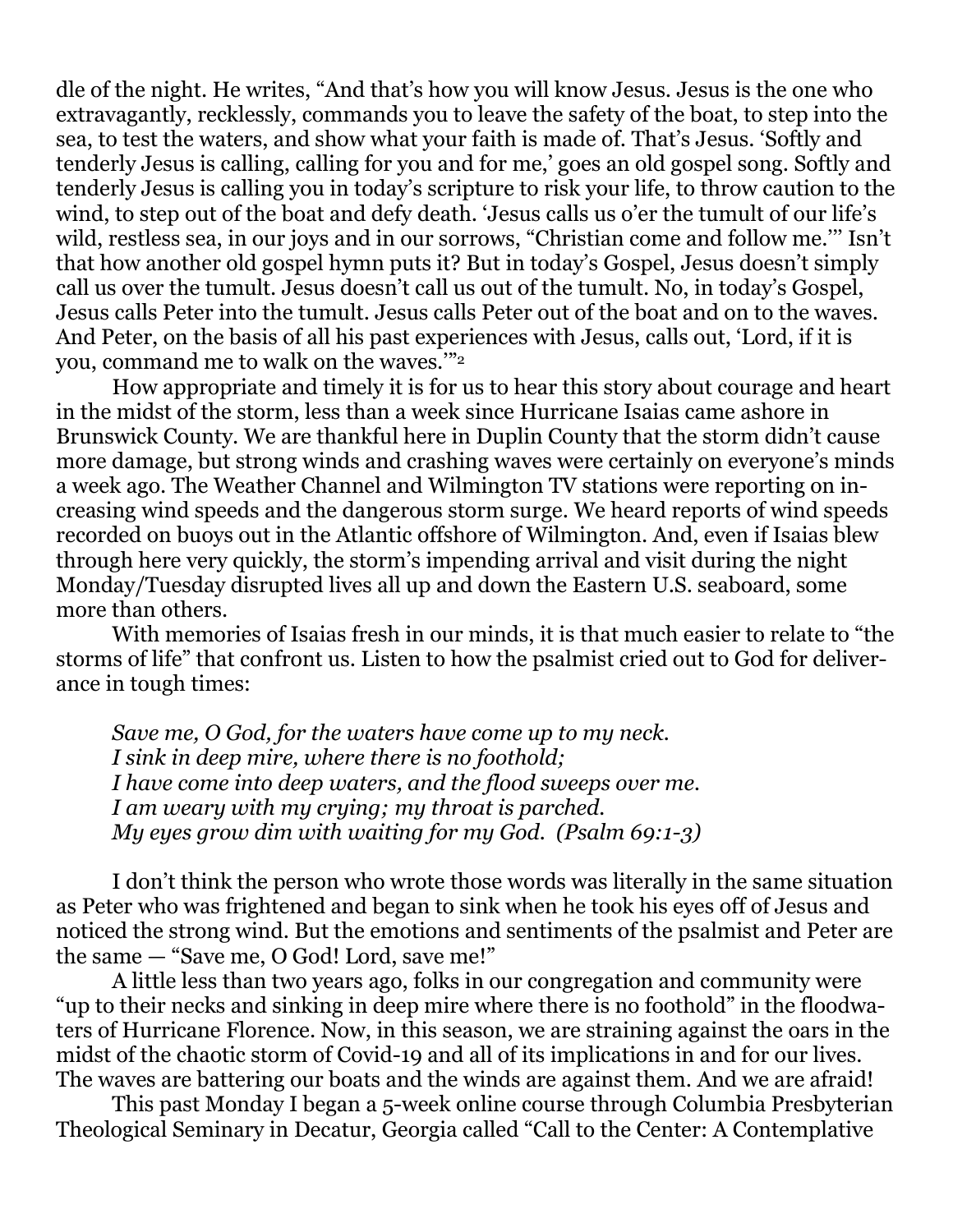dle of the night. He writes, "And that's how you will know Jesus. Jesus is the one who extravagantly, recklessly, commands you to leave the safety of the boat, to step into the sea, to test the waters, and show what your faith is made of. That's Jesus. 'Softly and tenderly Jesus is calling, calling for you and for me,' goes an old gospel song. Softly and tenderly Jesus is calling you in today's scripture to risk your life, to throw caution to the wind, to step out of the boat and defy death. 'Jesus calls us o'er the tumult of our life's wild, restless sea, in our joys and in our sorrows, "Christian come and follow me."' Isn't that how another old gospel hymn puts it? But in today's Gospel, Jesus doesn't simply call us over the tumult. Jesus doesn't call us out of the tumult. No, in today's Gospel, Jesus calls Peter into the tumult. Jesus calls Peter out of the boat and on to the waves. And Peter, on the basis of all his past experiences with Jesus, calls out, 'Lord, if it is you, command me to walk on the waves.'"[2]

How appropriate and timely it is for us to hear this story about courage and heart in the midst of the storm, less than a week since Hurricane Isaias came ashore in Brunswick County. We are thankful here in Duplin County that the storm didn't cause more damage, but strong winds and crashing waves were certainly on everyone's minds a week ago. The Weather Channel and Wilmington TV stations were reporting on increasing wind speeds and the dangerous storm surge. We heard reports of wind speeds recorded on buoys out in the Atlantic offshore of Wilmington. And, even if Isaias blew through here very quickly, the storm's impending arrival and visit during the night Monday/Tuesday disrupted lives all up and down the Eastern U.S. seaboard, some more than others.

With memories of Isaias fresh in our minds, it is that much easier to relate to "the storms of life" that confront us. Listen to how the psalmist cried out to God for deliverance in tough times:

> *Save me, O God, for the waters have come up to my neck.*
> *I sink in deep mire, where there is no foothold;*
> *I have come into deep waters, and the flood sweeps over me.*
> *I am weary with my crying; my throat is parched.*
> *My eyes grow dim with waiting for my God. (Psalm 69:1-3)*

I don't think the person who wrote those words was literally in the same situation as Peter who was frightened and began to sink when he took his eyes off of Jesus and noticed the strong wind. But the emotions and sentiments of the psalmist and Peter are the same — "Save me, O God! Lord, save me!"

A little less than two years ago, folks in our congregation and community were "up to their necks and sinking in deep mire where there is no foothold" in the floodwaters of Hurricane Florence. Now, in this season, we are straining against the oars in the midst of the chaotic storm of Covid-19 and all of its implications in and for our lives. The waves are battering our boats and the winds are against them. And we are afraid!

This past Monday I began a 5-week online course through Columbia Presbyterian Theological Seminary in Decatur, Georgia called "Call to the Center: A Contemplative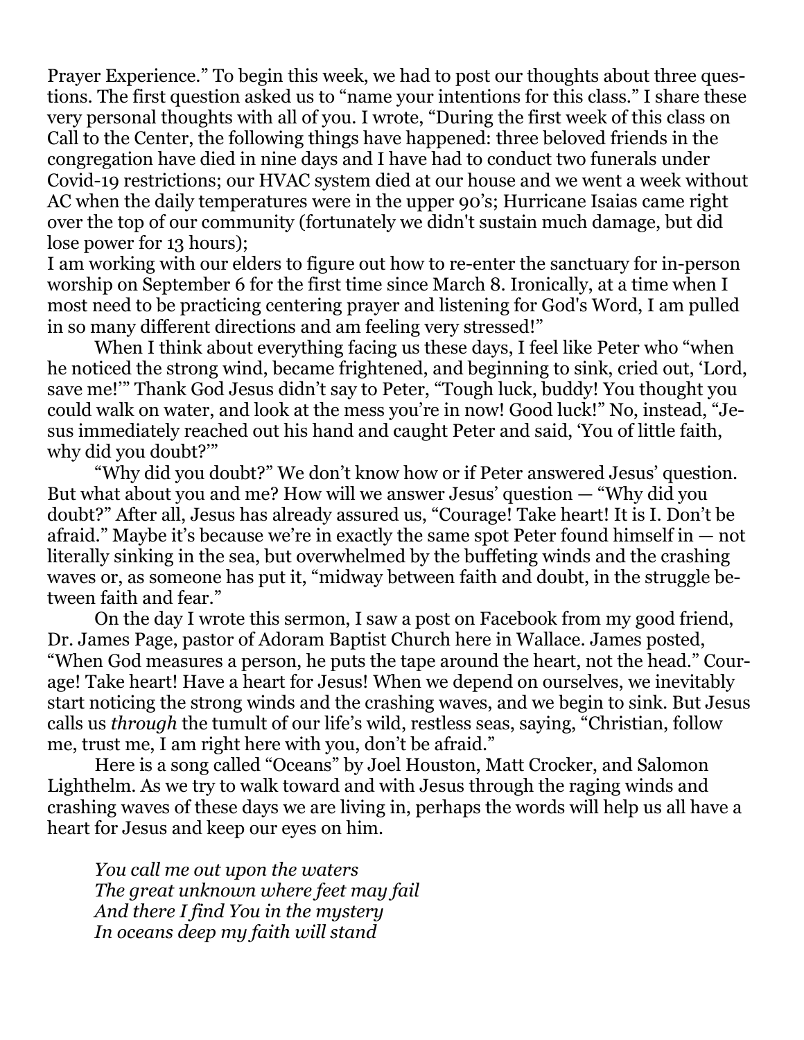Prayer Experience." To begin this week, we had to post our thoughts about three questions. The first question asked us to "name your intentions for this class." I share these very personal thoughts with all of you. I wrote, "During the first week of this class on Call to the Center, the following things have happened: three beloved friends in the congregation have died in nine days and I have had to conduct two funerals under Covid-19 restrictions; our HVAC system died at our house and we went a week without AC when the daily temperatures were in the upper 90's; Hurricane Isaias came right over the top of our community (fortunately we didn't sustain much damage, but did lose power for 13 hours);
I am working with our elders to figure out how to re-enter the sanctuary for in-person worship on September 6 for the first time since March 8. Ironically, at a time when I most need to be practicing centering prayer and listening for God's Word, I am pulled in so many different directions and am feeling very stressed!"

When I think about everything facing us these days, I feel like Peter who "when he noticed the strong wind, became frightened, and beginning to sink, cried out, 'Lord, save me!'" Thank God Jesus didn't say to Peter, "Tough luck, buddy! You thought you could walk on water, and look at the mess you're in now! Good luck!" No, instead, "Jesus immediately reached out his hand and caught Peter and said, 'You of little faith, why did you doubt?'"

"Why did you doubt?" We don't know how or if Peter answered Jesus' question. But what about you and me? How will we answer Jesus' question — "Why did you doubt?" After all, Jesus has already assured us, "Courage! Take heart! It is I. Don't be afraid." Maybe it's because we're in exactly the same spot Peter found himself in — not literally sinking in the sea, but overwhelmed by the buffeting winds and the crashing waves or, as someone has put it, "midway between faith and doubt, in the struggle between faith and fear."

On the day I wrote this sermon, I saw a post on Facebook from my good friend, Dr. James Page, pastor of Adoram Baptist Church here in Wallace. James posted, "When God measures a person, he puts the tape around the heart, not the head." Courage! Take heart! Have a heart for Jesus! When we depend on ourselves, we inevitably start noticing the strong winds and the crashing waves, and we begin to sink. But Jesus calls us *through* the tumult of our life's wild, restless seas, saying, "Christian, follow me, trust me, I am right here with you, don't be afraid."

Here is a song called "Oceans" by Joel Houston, Matt Crocker, and Salomon Lighthelm. As we try to walk toward and with Jesus through the raging winds and crashing waves of these days we are living in, perhaps the words will help us all have a heart for Jesus and keep our eyes on him.

*You call me out upon the waters*
*The great unknown where feet may fail*
*And there I find You in the mystery*
*In oceans deep my faith will stand*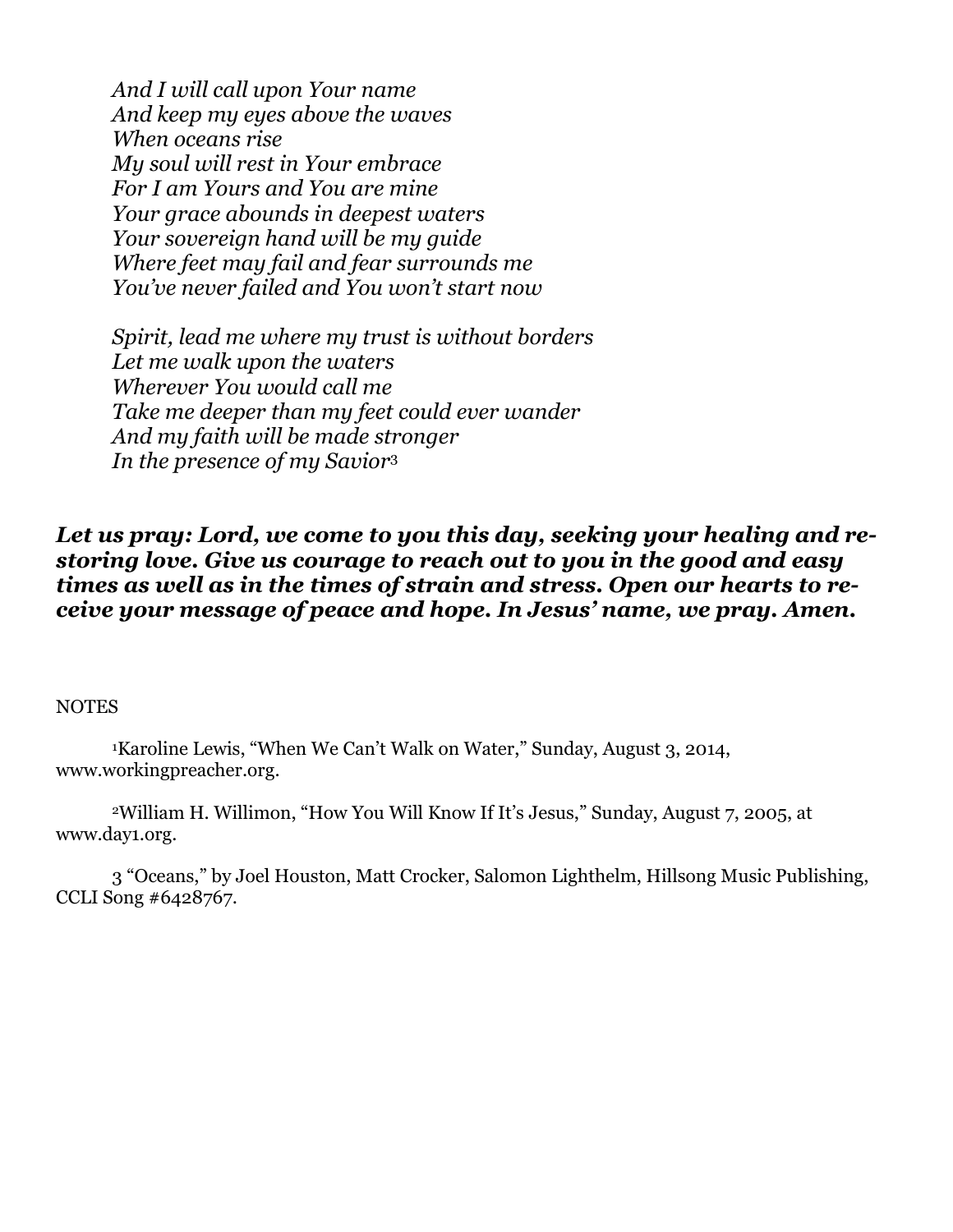*And I will call upon Your name*
*And keep my eyes above the waves*
*When oceans rise*
*My soul will rest in Your embrace*
*For I am Yours and You are mine*
*Your grace abounds in deepest waters*
*Your sovereign hand will be my guide*
*Where feet may fail and fear surrounds me*
*You've never failed and You won't start now*

*Spirit, lead me where my trust is without borders*
*Let me walk upon the waters*
*Wherever You would call me*
*Take me deeper than my feet could ever wander*
*And my faith will be made stronger*
*In the presence of my Savior*[3]

***Let us pray: Lord, we come to you this day, seeking your healing and restoring love. Give us courage to reach out to you in the good and easy times as well as in the times of strain and stress. Open our hearts to receive your message of peace and hope. In Jesus' name, we pray. Amen.***

NOTES

[1]Karoline Lewis, "When We Can't Walk on Water," Sunday, August 3, 2014, www.workingpreacher.org.

[2]William H. Willimon, "How You Will Know If It's Jesus," Sunday, August 7, 2005, at www.day1.org.

3 "Oceans," by Joel Houston, Matt Crocker, Salomon Lighthelm, Hillsong Music Publishing, CCLI Song #6428767.